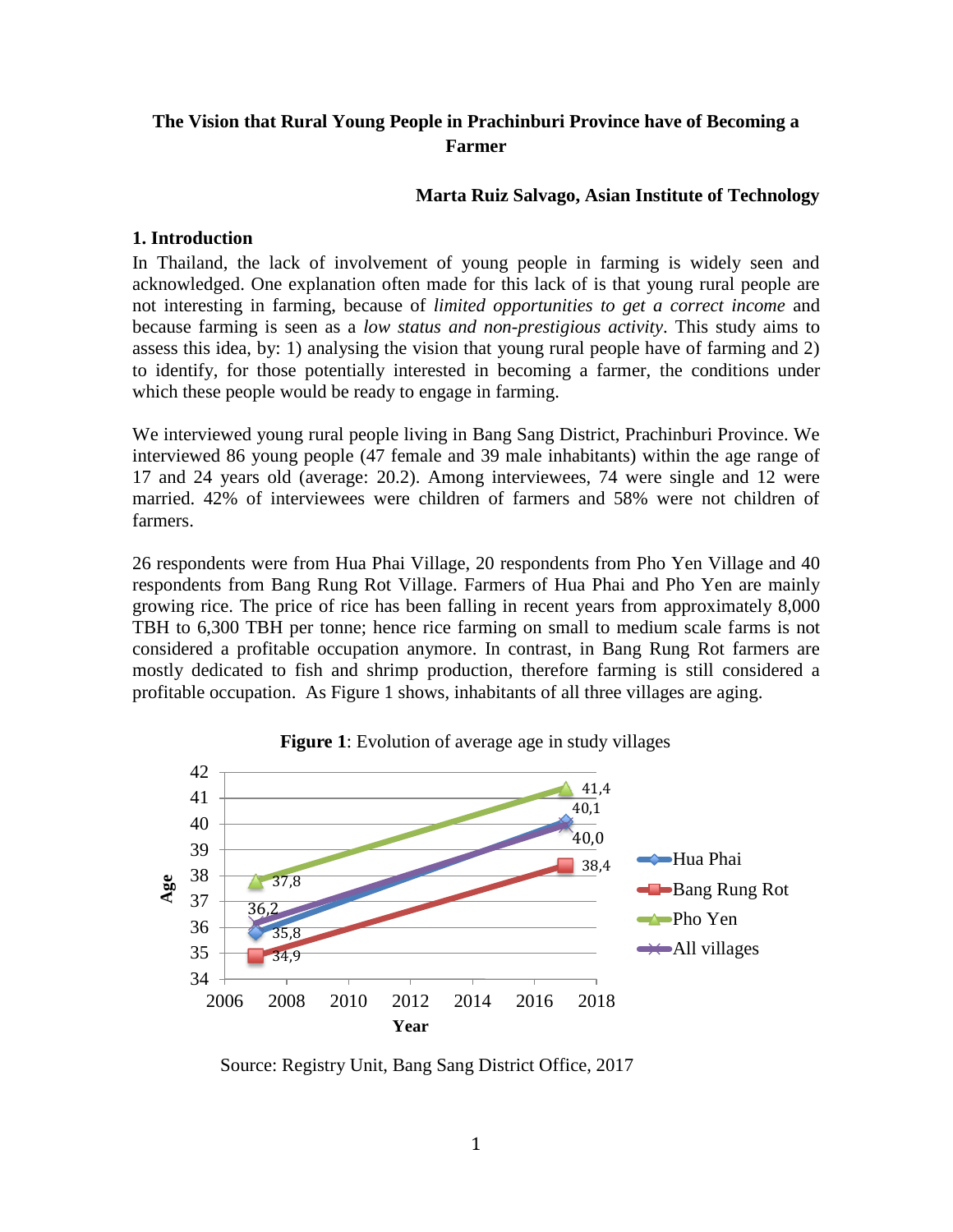# The Vision that Rural Young People in Prachinburi Province have of Becoming a Farmer

**Marta Ruiz Salvago, Asian Institute of Technology**

## 1. Introduction

In Thailand, the lack of involvement of young people in farming is widely seen and acknowledged. One explanation often made for this lack of is that young rural people are not interesting in farming, because of *limited opportunities to get a correct income* and because farming is seen as a *low status and non-prestigious activity*. This study aims to assess this idea, by: 1) analysing the vision that young rural people have of farming and 2) to identify, for those potentially interested in becoming a farmer, the conditions under which these people would be ready to engage in farming.

We interviewed young rural people living in Bang Sang District, Prachinburi Province. We interviewed 86 young people (47 female and 39 male inhabitants) within the age range of 17 and 24 years old (average: 20.2). Among interviewees, 74 were single and 12 were married. 42% of interviewees were children of farmers and 58% were not children of farmers.

26 respondents were from Hua Phai Village, 20 respondents from Pho Yen Village and 40 respondents from Bang Rung Rot Village. Farmers of Hua Phai and Pho Yen are mainly growing rice. The price of rice has been falling in recent years from approximately 8,000 TBH to 6,300 TBH per tonne; hence rice farming on small to medium scale farms is not considered a profitable occupation anymore. In contrast, in Bang Rung Rot farmers are mostly dedicated to fish and shrimp production, therefore farming is still considered a profitable occupation. As Figure 1 shows, inhabitants of all three villages are aging.

**Figure 1**: Evolution of average age in study villages

| Village | 2007 | 2017 |
|---|---|---|
| Hua Phai | 35,8 | 40,1 |
| Bang Rung Rot | 34,9 | 38,4 |
| Pho Yen | 37,8 | 41,4 |
| All villages | 36,2 | 40,0 |

Source: Registry Unit, Bang Sang District Office, 2017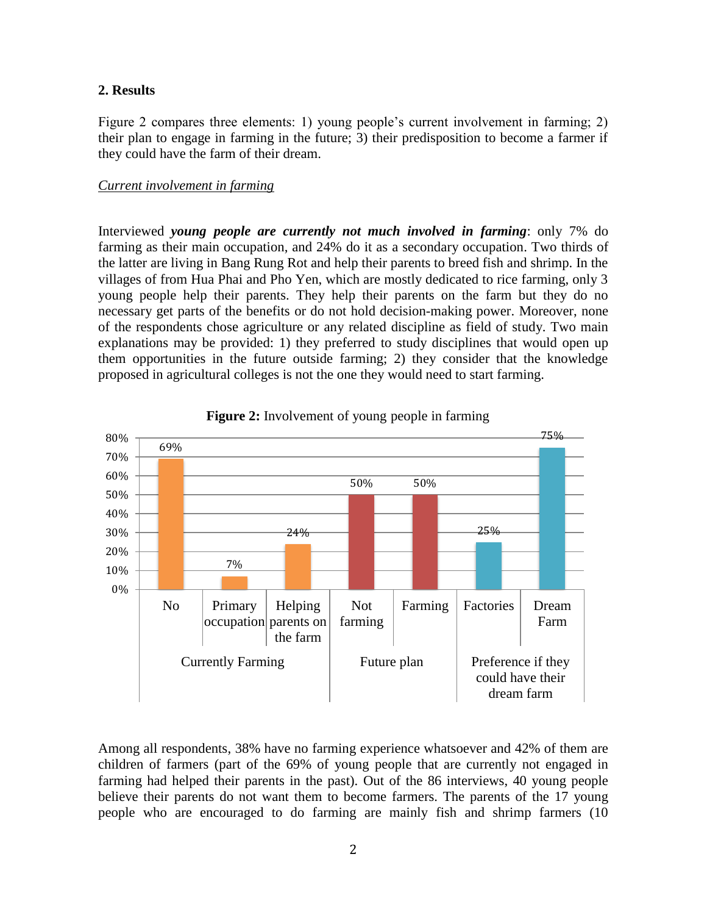## 2. Results

Figure 2 compares three elements: 1) young people's current involvement in farming; 2) their plan to engage in farming in the future; 3) their predisposition to become a farmer if they could have the farm of their dream.

*Current involvement in farming*

Interviewed ***young people are currently not much involved in farming***: only 7% do farming as their main occupation, and 24% do it as a secondary occupation. Two thirds of the latter are living in Bang Rung Rot and help their parents to breed fish and shrimp. In the villages of from Hua Phai and Pho Yen, which are mostly dedicated to rice farming, only 3 young people help their parents. They help their parents on the farm but they do no necessary get parts of the benefits or do not hold decision-making power. Moreover, none of the respondents chose agriculture or any related discipline as field of study. Two main explanations may be provided: 1) they preferred to study disciplines that would open up them opportunities in the future outside farming; 2) they consider that the knowledge proposed in agricultural colleges is not the one they would need to start farming.

**Figure 2:** Involvement of young people in farming

| Currently Farming | | | Future plan | | Preference if they could have their dream farm | |
|---|---|---|---|---|---|---|
| No | Primary occupation | Helping parents on the farm | Not farming | Farming | Factories | Dream Farm |
| 69% | 7% | 24% | 50% | 50% | 25% | 75% |

Among all respondents, 38% have no farming experience whatsoever and 42% of them are children of farmers (part of the 69% of young people that are currently not engaged in farming had helped their parents in the past). Out of the 86 interviews, 40 young people believe their parents do not want them to become farmers. The parents of the 17 young people who are encouraged to do farming are mainly fish and shrimp farmers (10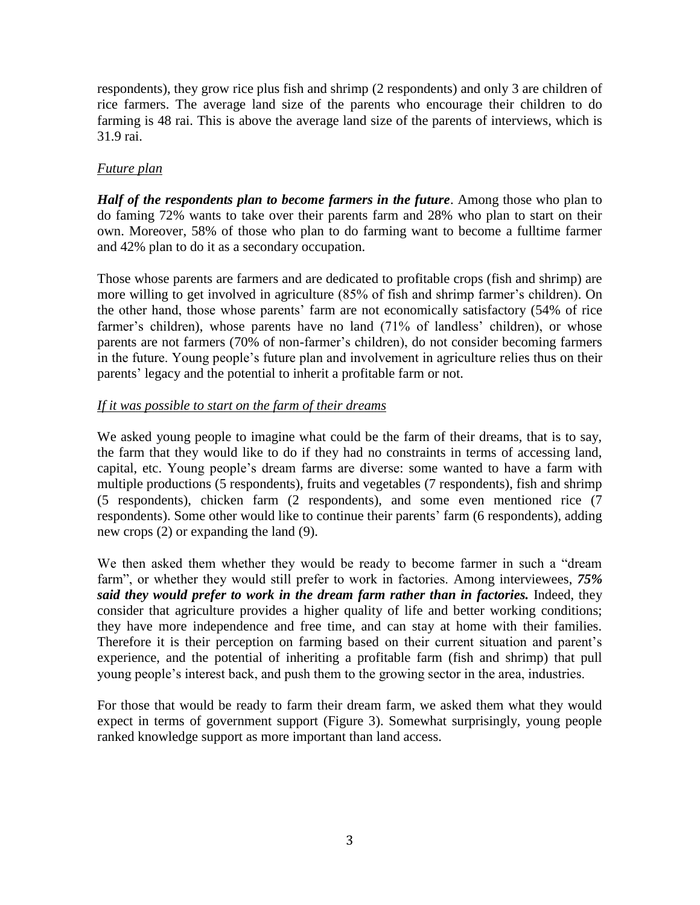respondents), they grow rice plus fish and shrimp (2 respondents) and only 3 are children of rice farmers. The average land size of the parents who encourage their children to do farming is 48 rai. This is above the average land size of the parents of interviews, which is 31.9 rai.

*Future plan*

***Half of the respondents plan to become farmers in the future***. Among those who plan to do faming 72% wants to take over their parents farm and 28% who plan to start on their own. Moreover, 58% of those who plan to do farming want to become a fulltime farmer and 42% plan to do it as a secondary occupation.

Those whose parents are farmers and are dedicated to profitable crops (fish and shrimp) are more willing to get involved in agriculture (85% of fish and shrimp farmer's children). On the other hand, those whose parents' farm are not economically satisfactory (54% of rice farmer's children), whose parents have no land (71% of landless' children), or whose parents are not farmers (70% of non-farmer's children), do not consider becoming farmers in the future. Young people's future plan and involvement in agriculture relies thus on their parents' legacy and the potential to inherit a profitable farm or not.

*If it was possible to start on the farm of their dreams*

We asked young people to imagine what could be the farm of their dreams, that is to say, the farm that they would like to do if they had no constraints in terms of accessing land, capital, etc. Young people's dream farms are diverse: some wanted to have a farm with multiple productions (5 respondents), fruits and vegetables (7 respondents), fish and shrimp (5 respondents), chicken farm (2 respondents), and some even mentioned rice (7 respondents). Some other would like to continue their parents' farm (6 respondents), adding new crops (2) or expanding the land (9).

We then asked them whether they would be ready to become farmer in such a "dream farm", or whether they would still prefer to work in factories. Among interviewees, ***75% said they would prefer to work in the dream farm rather than in factories.*** Indeed, they consider that agriculture provides a higher quality of life and better working conditions; they have more independence and free time, and can stay at home with their families. Therefore it is their perception on farming based on their current situation and parent's experience, and the potential of inheriting a profitable farm (fish and shrimp) that pull young people's interest back, and push them to the growing sector in the area, industries.

For those that would be ready to farm their dream farm, we asked them what they would expect in terms of government support (Figure 3). Somewhat surprisingly, young people ranked knowledge support as more important than land access.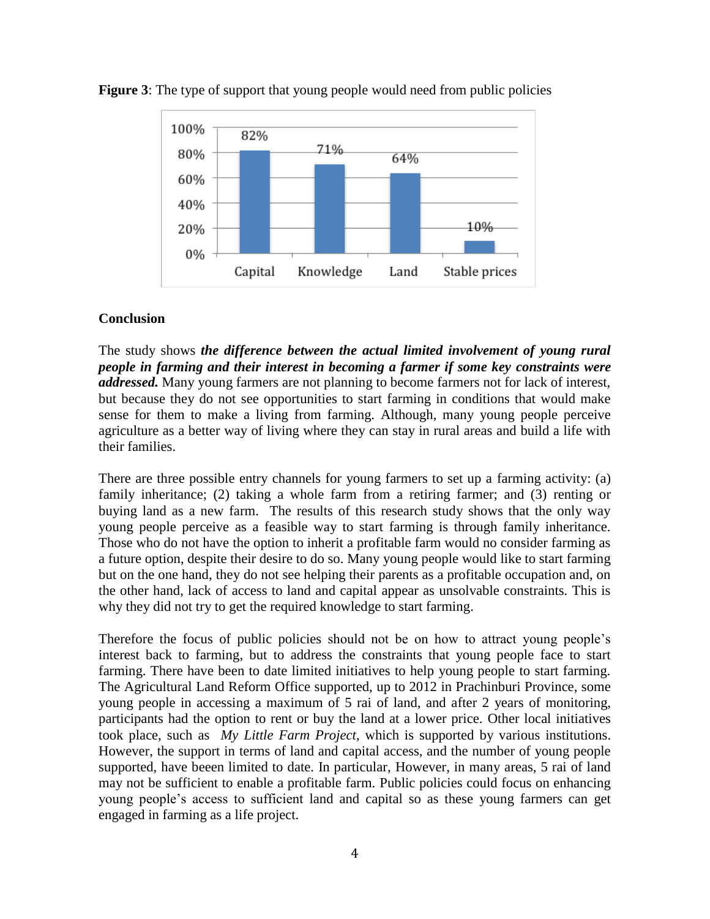**Figure 3**: The type of support that young people would need from public policies

100%
80%
60%
40%
20%
0%

82%
71%
64%
10%

Capital
Knowledge
Land
Stable prices

**Conclusion**

The study shows ***the difference between the actual limited involvement of young rural people in farming and their interest in becoming a farmer if some key constraints were addressed.*** Many young farmers are not planning to become farmers not for lack of interest, but because they do not see opportunities to start farming in conditions that would make sense for them to make a living from farming. Although, many young people perceive agriculture as a better way of living where they can stay in rural areas and build a life with their families.

There are three possible entry channels for young farmers to set up a farming activity: (a) family inheritance; (2) taking a whole farm from a retiring farmer; and (3) renting or buying land as a new farm. The results of this research study shows that the only way young people perceive as a feasible way to start farming is through family inheritance. Those who do not have the option to inherit a profitable farm would no consider farming as a future option, despite their desire to do so. Many young people would like to start farming but on the one hand, they do not see helping their parents as a profitable occupation and, on the other hand, lack of access to land and capital appear as unsolvable constraints. This is why they did not try to get the required knowledge to start farming.

Therefore the focus of public policies should not be on how to attract young people's interest back to farming, but to address the constraints that young people face to start farming. There have been to date limited initiatives to help young people to start farming. The Agricultural Land Reform Office supported, up to 2012 in Prachinburi Province, some young people in accessing a maximum of 5 rai of land, and after 2 years of monitoring, participants had the option to rent or buy the land at a lower price. Other local initiatives took place, such as *My Little Farm Project*, which is supported by various institutions. However, the support in terms of land and capital access, and the number of young people supported, have beeen limited to date. In particular, However, in many areas, 5 rai of land may not be sufficient to enable a profitable farm. Public policies could focus on enhancing young people's access to sufficient land and capital so as these young farmers can get engaged in farming as a life project.